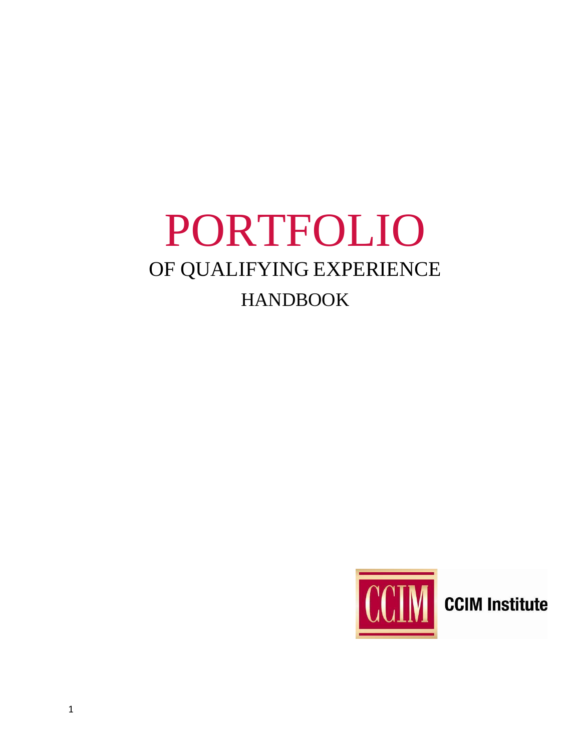# PORTFOLIO

## OF QUALIFYING EXPERIENCE

## HANDBOOK

CCIM Institute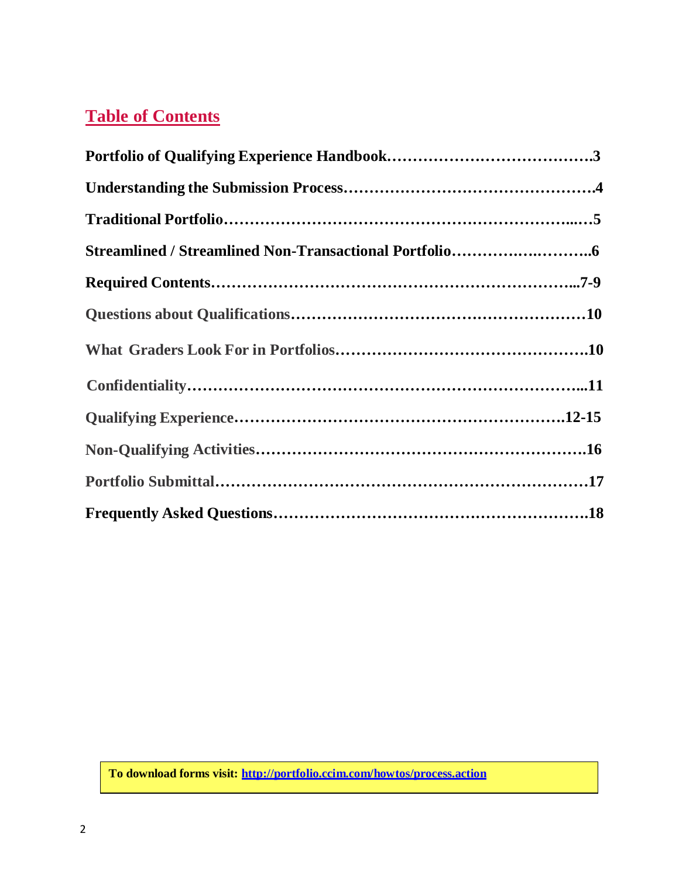## Table of Contents

| | |
|---|---|
| **Portfolio of Qualifying Experience Handbook** | **3** |
| **Understanding the Submission Process** | **4** |
| **Traditional Portfolio** | **5** |
| **Streamlined / Streamlined Non-Transactional Portfolio** | **6** |
| **Required Contents** | **7-9** |
| **Questions about Qualifications** | **10** |
| **What Graders Look For in Portfolios** | **10** |
| **Confidentiality** | **11** |
| **Qualifying Experience** | **12-15** |
| **Non-Qualifying Activities** | **16** |
| **Portfolio Submittal** | **17** |
| **Frequently Asked Questions** | **18** |

**To download forms visit: [http://portfolio.ccim.com/howtos/process.action](http://portfolio.ccim.com/howtos/process.action)**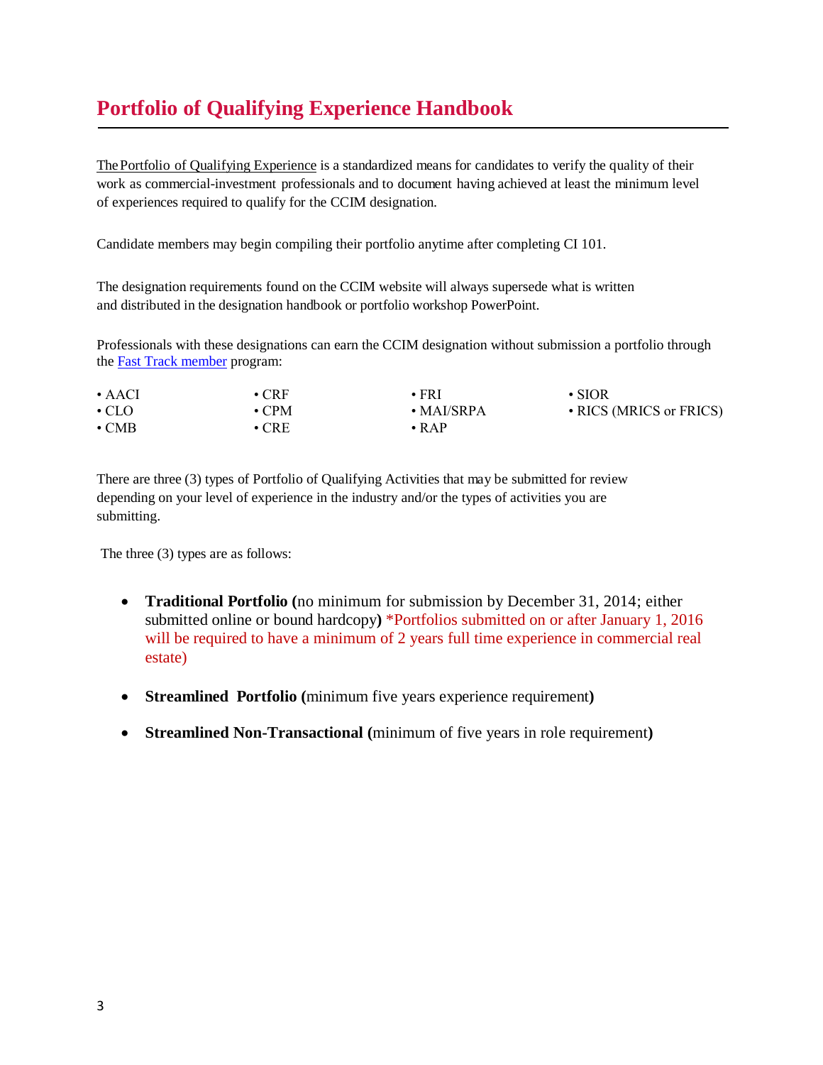# Portfolio of Qualifying Experience Handbook

The Portfolio of Qualifying Experience is a standardized means for candidates to verify the quality of their work as commercial-investment professionals and to document having achieved at least the minimum level of experiences required to qualify for the CCIM designation.

Candidate members may begin compiling their portfolio anytime after completing CI 101.

The designation requirements found on the CCIM website will always supersede what is written and distributed in the designation handbook or portfolio workshop PowerPoint.

Professionals with these designations can earn the CCIM designation without submission a portfolio through the Fast Track member program:

- AACI
- CLO
- CMB
- CRF
- CPM
- CRE
- FRI
- MAI/SRPA
- RAP
- SIOR
- RICS (MRICS or FRICS)

There are three (3) types of Portfolio of Qualifying Activities that may be submitted for review depending on your level of experience in the industry and/or the types of activities you are submitting.

The three (3) types are as follows:

- **Traditional Portfolio (**no minimum for submission by December 31, 2014; either submitted online or bound hardcopy**)** *Portfolios submitted on or after January 1, 2016 will be required to have a minimum of 2 years full time experience in commercial real estate)
- **Streamlined Portfolio (**minimum five years experience requirement**)**
- **Streamlined Non-Transactional (**minimum of five years in role requirement**)**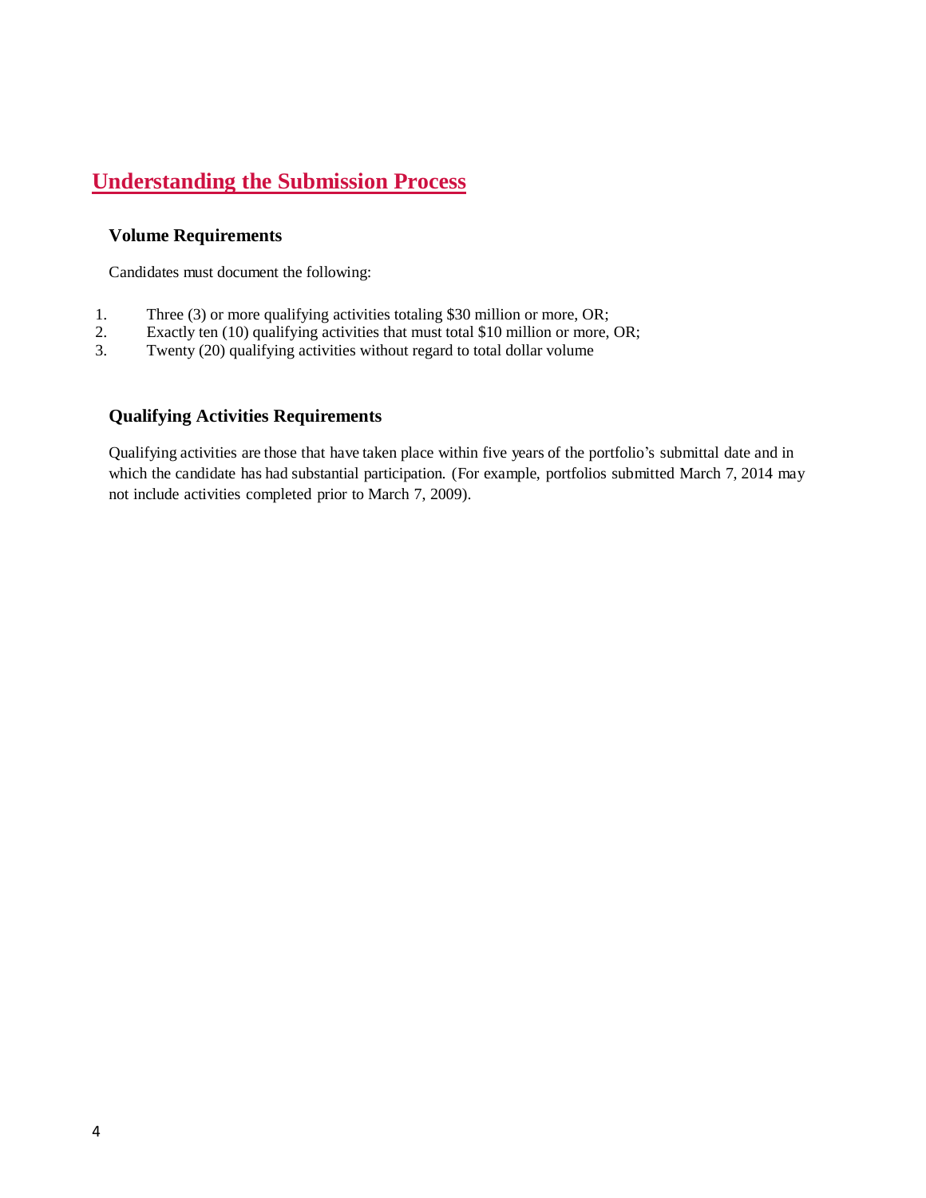# Understanding the Submission Process

## Volume Requirements

Candidates must document the following:

1. Three (3) or more qualifying activities totaling $30 million or more, OR;
2. Exactly ten (10) qualifying activities that must total $10 million or more, OR;
3. Twenty (20) qualifying activities without regard to total dollar volume

## Qualifying Activities Requirements

Qualifying activities are those that have taken place within five years of the portfolio's submittal date and in which the candidate has had substantial participation. (For example, portfolios submitted March 7, 2014 may not include activities completed prior to March 7, 2009).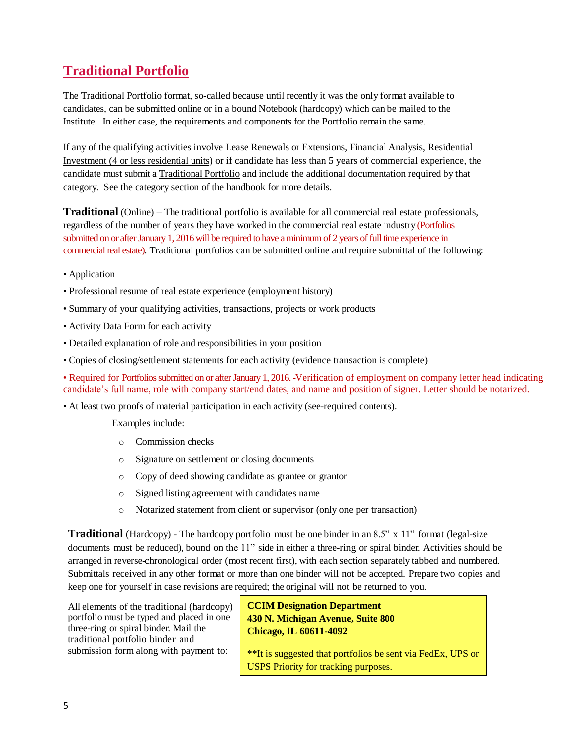## Traditional Portfolio

The Traditional Portfolio format, so-called because until recently it was the only format available to candidates, can be submitted online or in a bound Notebook (hardcopy) which can be mailed to the Institute. In either case, the requirements and components for the Portfolio remain the same.

If any of the qualifying activities involve Lease Renewals or Extensions, Financial Analysis, Residential Investment (4 or less residential units) or if candidate has less than 5 years of commercial experience, the candidate must submit a Traditional Portfolio and include the additional documentation required by that category. See the category section of the handbook for more details.

**Traditional** (Online) – The traditional portfolio is available for all commercial real estate professionals, regardless of the number of years they have worked in the commercial real estate industry (Portfolios submitted on or after January 1, 2016 will be required to have a minimum of 2 years of full time experience in commercial real estate). Traditional portfolios can be submitted online and require submittal of the following:

- Application
- Professional resume of real estate experience (employment history)
- Summary of your qualifying activities, transactions, projects or work products
- Activity Data Form for each activity
- Detailed explanation of role and responsibilities in your position
- Copies of closing/settlement statements for each activity (evidence transaction is complete)
- Required for Portfolios submitted on or after January 1, 2016. -Verification of employment on company letter head indicating candidate's full name, role with company start/end dates, and name and position of signer. Letter should be notarized.
- At least two proofs of material participation in each activity (see-required contents).

  Examples include:

  - Commission checks
  - Signature on settlement or closing documents
  - Copy of deed showing candidate as grantee or grantor
  - Signed listing agreement with candidates name
  - Notarized statement from client or supervisor (only one per transaction)

**Traditional** (Hardcopy) - The hardcopy portfolio must be one binder in an 8.5" x 11" format (legal-size documents must be reduced), bound on the 11" side in either a three-ring or spiral binder. Activities should be arranged in reverse-chronological order (most recent first), with each section separately tabbed and numbered. Submittals received in any other format or more than one binder will not be accepted. Prepare two copies and keep one for yourself in case revisions are required; the original will not be returned to you.

All elements of the traditional (hardcopy) portfolio must be typed and placed in one three-ring or spiral binder. Mail the traditional portfolio binder and submission form along with payment to:

**CCIM Designation Department**
**430 N. Michigan Avenue, Suite 800**
**Chicago, IL 60611-4092**

**It is suggested that portfolios be sent via FedEx, UPS or USPS Priority for tracking purposes.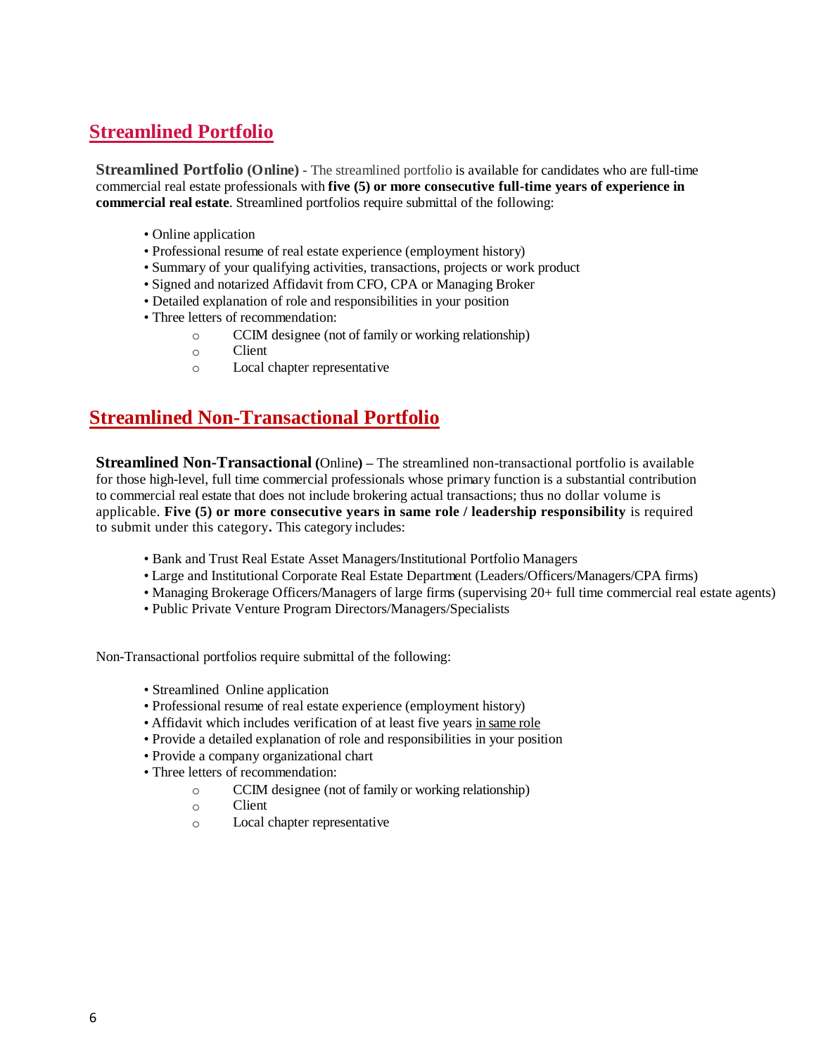## Streamlined Portfolio

**Streamlined Portfolio (Online)** - The streamlined portfolio is available for candidates who are full-time commercial real estate professionals with **five (5) or more consecutive full-time years of experience in commercial real estate**. Streamlined portfolios require submittal of the following:

- Online application
- Professional resume of real estate experience (employment history)
- Summary of your qualifying activities, transactions, projects or work product
- Signed and notarized Affidavit from CFO, CPA or Managing Broker
- Detailed explanation of role and responsibilities in your position
- Three letters of recommendation:
  - CCIM designee (not of family or working relationship)
  - Client
  - Local chapter representative

## Streamlined Non-Transactional Portfolio

**Streamlined Non-Transactional** (Online) **–** The streamlined non-transactional portfolio is available for those high-level, full time commercial professionals whose primary function is a substantial contribution to commercial real estate that does not include brokering actual transactions; thus no dollar volume is applicable. **Five (5) or more consecutive years in same role / leadership responsibility** is required to submit under this category**.** This category includes:

- Bank and Trust Real Estate Asset Managers/Institutional Portfolio Managers
- Large and Institutional Corporate Real Estate Department (Leaders/Officers/Managers/CPA firms)
- Managing Brokerage Officers/Managers of large firms (supervising 20+ full time commercial real estate agents)
- Public Private Venture Program Directors/Managers/Specialists

Non-Transactional portfolios require submittal of the following:

- Streamlined Online application
- Professional resume of real estate experience (employment history)
- Affidavit which includes verification of at least five years in same role
- Provide a detailed explanation of role and responsibilities in your position
- Provide a company organizational chart
- Three letters of recommendation:
  - CCIM designee (not of family or working relationship)
  - Client
  - Local chapter representative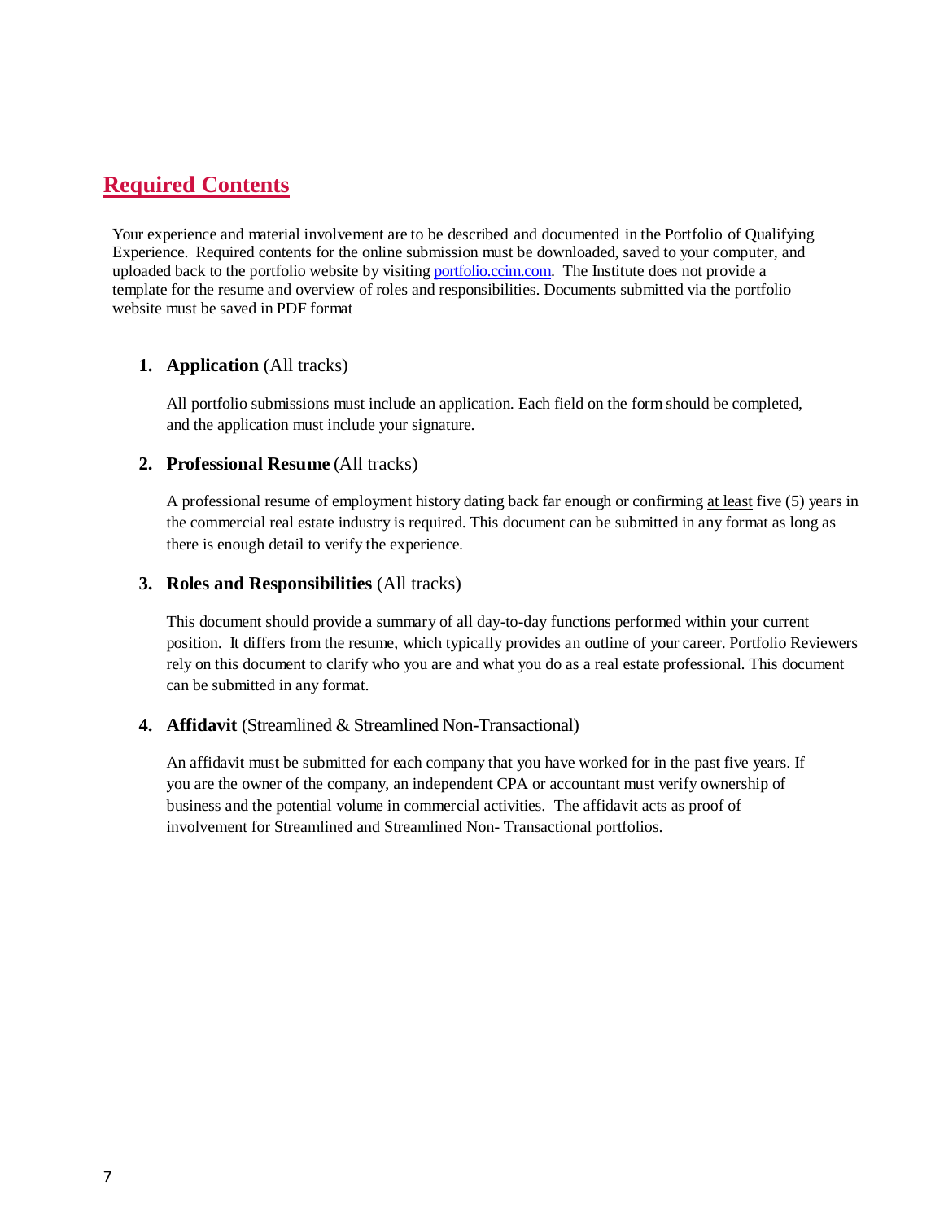## Required Contents

Your experience and material involvement are to be described and documented in the Portfolio of Qualifying Experience. Required contents for the online submission must be downloaded, saved to your computer, and uploaded back to the portfolio website by visiting [portfolio.ccim.com](portfolio.ccim.com). The Institute does not provide a template for the resume and overview of roles and responsibilities. Documents submitted via the portfolio website must be saved in PDF format

1. **Application** (All tracks)

   All portfolio submissions must include an application. Each field on the form should be completed, and the application must include your signature.

2. **Professional Resume** (All tracks)

   A professional resume of employment history dating back far enough or confirming <u>at least</u> five (5) years in the commercial real estate industry is required. This document can be submitted in any format as long as there is enough detail to verify the experience.

3. **Roles and Responsibilities** (All tracks)

   This document should provide a summary of all day-to-day functions performed within your current position. It differs from the resume, which typically provides an outline of your career. Portfolio Reviewers rely on this document to clarify who you are and what you do as a real estate professional. This document can be submitted in any format.

4. **Affidavit** (Streamlined & Streamlined Non-Transactional)

   An affidavit must be submitted for each company that you have worked for in the past five years. If you are the owner of the company, an independent CPA or accountant must verify ownership of business and the potential volume in commercial activities. The affidavit acts as proof of involvement for Streamlined and Streamlined Non- Transactional portfolios.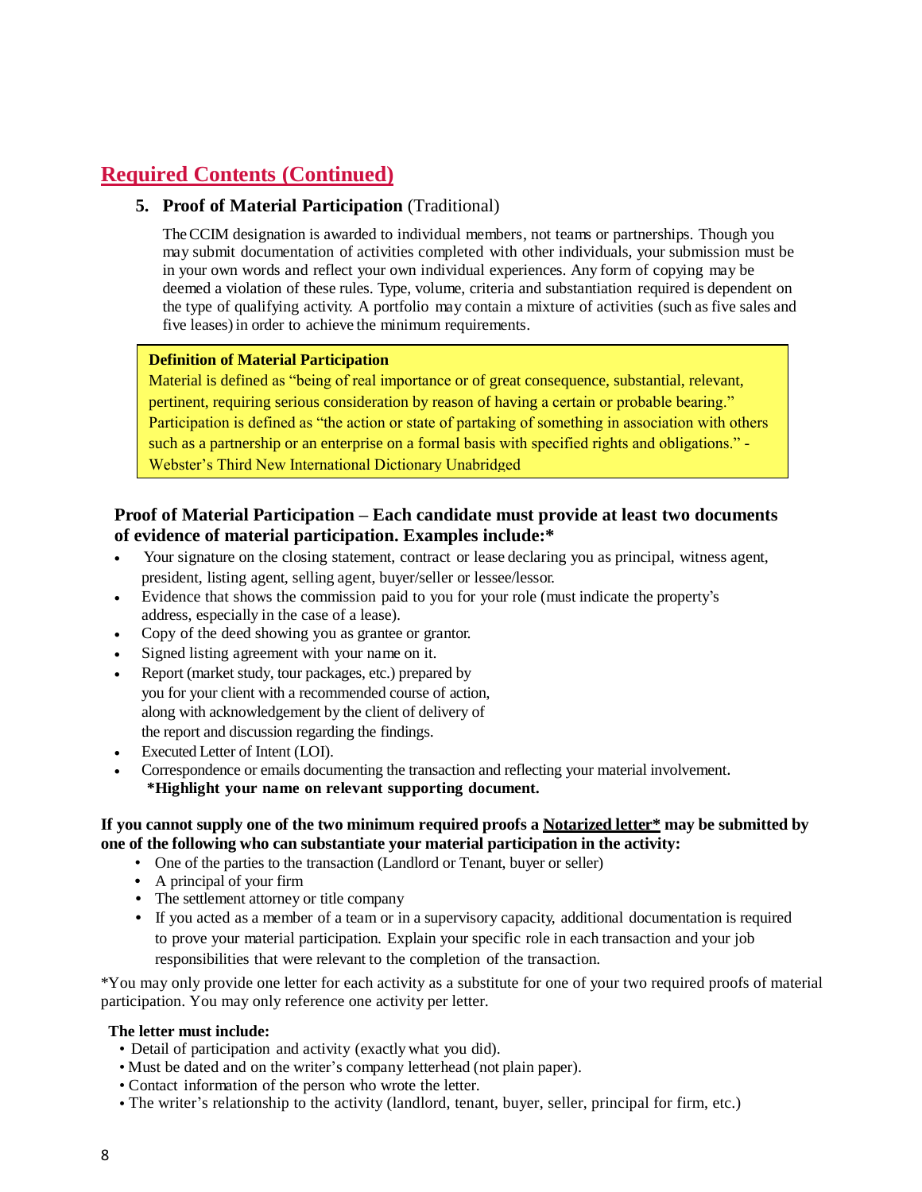## Required Contents (Continued)

### 5. Proof of Material Participation (Traditional)

The CCIM designation is awarded to individual members, not teams or partnerships. Though you may submit documentation of activities completed with other individuals, your submission must be in your own words and reflect your own individual experiences. Any form of copying may be deemed a violation of these rules. Type, volume, criteria and substantiation required is dependent on the type of qualifying activity. A portfolio may contain a mixture of activities (such as five sales and five leases) in order to achieve the minimum requirements.

> **Definition of Material Participation**
> Material is defined as "being of real importance or of great consequence, substantial, relevant, pertinent, requiring serious consideration by reason of having a certain or probable bearing." Participation is defined as "the action or state of partaking of something in association with others such as a partnership or an enterprise on a formal basis with specified rights and obligations." - Webster's Third New International Dictionary Unabridged

**Proof of Material Participation – Each candidate must provide at least two documents of evidence of material participation. Examples include:***

- Your signature on the closing statement, contract or lease declaring you as principal, witness agent, president, listing agent, selling agent, buyer/seller or lessee/lessor.
- Evidence that shows the commission paid to you for your role (must indicate the property's address, especially in the case of a lease).
- Copy of the deed showing you as grantee or grantor.
- Signed listing agreement with your name on it.
- Report (market study, tour packages, etc.) prepared by you for your client with a recommended course of action, along with acknowledgement by the client of delivery of the report and discussion regarding the findings.
- Executed Letter of Intent (LOI).
- Correspondence or emails documenting the transaction and reflecting your material involvement.

**\*Highlight your name on relevant supporting document.**

**If you cannot supply one of the two minimum required proofs a <u>Notarized letter*</u> may be submitted by one of the following who can substantiate your material participation in the activity:**

- One of the parties to the transaction (Landlord or Tenant, buyer or seller)
- A principal of your firm
- The settlement attorney or title company
- If you acted as a member of a team or in a supervisory capacity, additional documentation is required to prove your material participation. Explain your specific role in each transaction and your job responsibilities that were relevant to the completion of the transaction.

*You may only provide one letter for each activity as a substitute for one of your two required proofs of material participation. You may only reference one activity per letter.

**The letter must include:**

- Detail of participation and activity (exactly what you did).
- Must be dated and on the writer's company letterhead (not plain paper).
- Contact information of the person who wrote the letter.
- The writer's relationship to the activity (landlord, tenant, buyer, seller, principal for firm, etc.)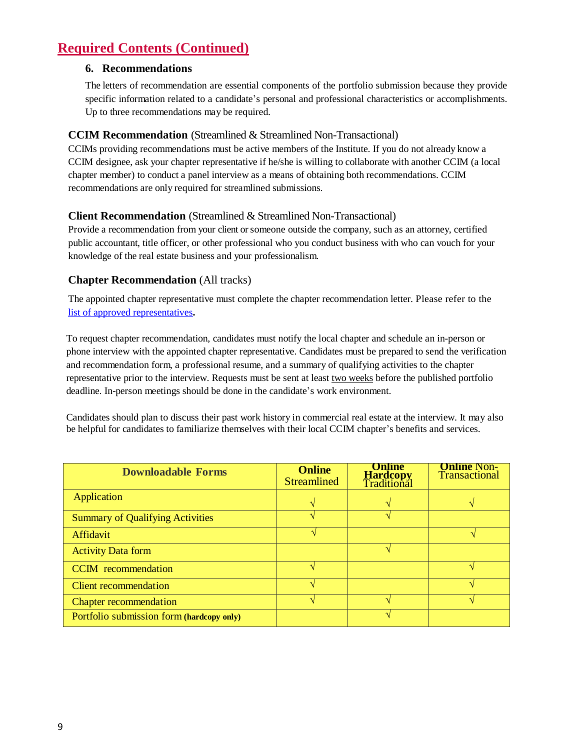## Required Contents (Continued)

### 6. Recommendations

The letters of recommendation are essential components of the portfolio submission because they provide specific information related to a candidate's personal and professional characteristics or accomplishments. Up to three recommendations may be required.

**CCIM Recommendation** (Streamlined & Streamlined Non-Transactional)

CCIMs providing recommendations must be active members of the Institute. If you do not already know a CCIM designee, ask your chapter representative if he/she is willing to collaborate with another CCIM (a local chapter member) to conduct a panel interview as a means of obtaining both recommendations. CCIM recommendations are only required for streamlined submissions.

**Client Recommendation** (Streamlined & Streamlined Non-Transactional)

Provide a recommendation from your client or someone outside the company, such as an attorney, certified public accountant, title officer, or other professional who you conduct business with who can vouch for your knowledge of the real estate business and your professionalism.

**Chapter Recommendation** (All tracks)

The appointed chapter representative must complete the chapter recommendation letter. Please refer to the list of approved representatives**.**

To request chapter recommendation, candidates must notify the local chapter and schedule an in-person or phone interview with the appointed chapter representative. Candidates must be prepared to send the verification and recommendation form, a professional resume, and a summary of qualifying activities to the chapter representative prior to the interview. Requests must be sent at least two weeks before the published portfolio deadline. In-person meetings should be done in the candidate's work environment.

Candidates should plan to discuss their past work history in commercial real estate at the interview. It may also be helpful for candidates to familiarize themselves with their local CCIM chapter's benefits and services.

| Downloadable Forms | **Online** Streamlined | **Online Hardcopy** Traditional | **Online** Non-Transactional |
|---|---|---|---|
| Application | √ | √ | √ |
| Summary of Qualifying Activities | √ | √ | |
| Affidavit | √ | | √ |
| Activity Data form | | √ | |
| CCIM recommendation | √ | | √ |
| Client recommendation | √ | | √ |
| Chapter recommendation | √ | √ | √ |
| Portfolio submission form **(hardcopy only)** | | √ | |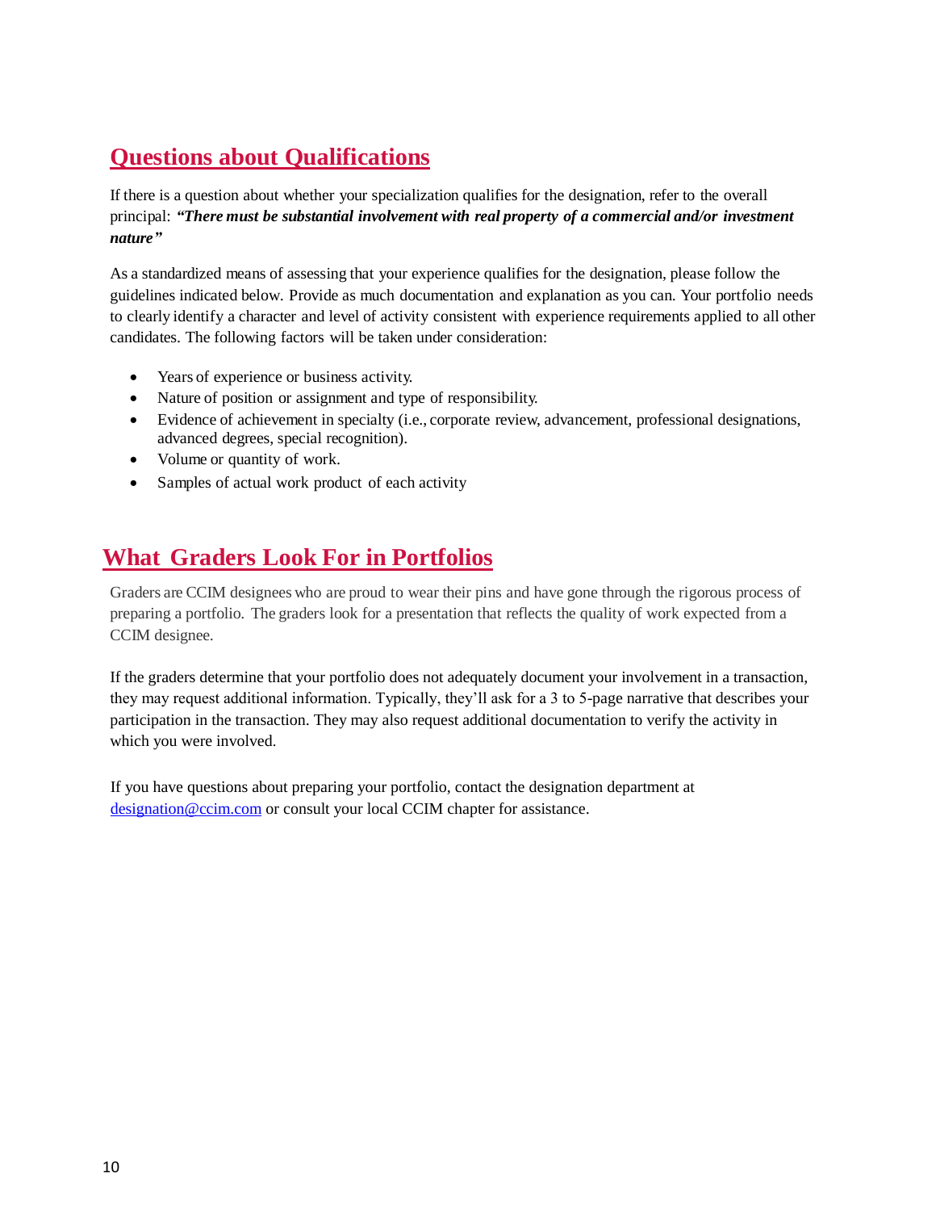## Questions about Qualifications

If there is a question about whether your specialization qualifies for the designation, refer to the overall principal: ***"There must be substantial involvement with real property of a commercial and/or investment nature"***

As a standardized means of assessing that your experience qualifies for the designation, please follow the guidelines indicated below. Provide as much documentation and explanation as you can. Your portfolio needs to clearly identify a character and level of activity consistent with experience requirements applied to all other candidates. The following factors will be taken under consideration:

- Years of experience or business activity.
- Nature of position or assignment and type of responsibility.
- Evidence of achievement in specialty (i.e., corporate review, advancement, professional designations, advanced degrees, special recognition).
- Volume or quantity of work.
- Samples of actual work product of each activity

## What Graders Look For in Portfolios

Graders are CCIM designees who are proud to wear their pins and have gone through the rigorous process of preparing a portfolio. The graders look for a presentation that reflects the quality of work expected from a CCIM designee.

If the graders determine that your portfolio does not adequately document your involvement in a transaction, they may request additional information. Typically, they'll ask for a 3 to 5-page narrative that describes your participation in the transaction. They may also request additional documentation to verify the activity in which you were involved.

If you have questions about preparing your portfolio, contact the designation department at designation@ccim.com or consult your local CCIM chapter for assistance.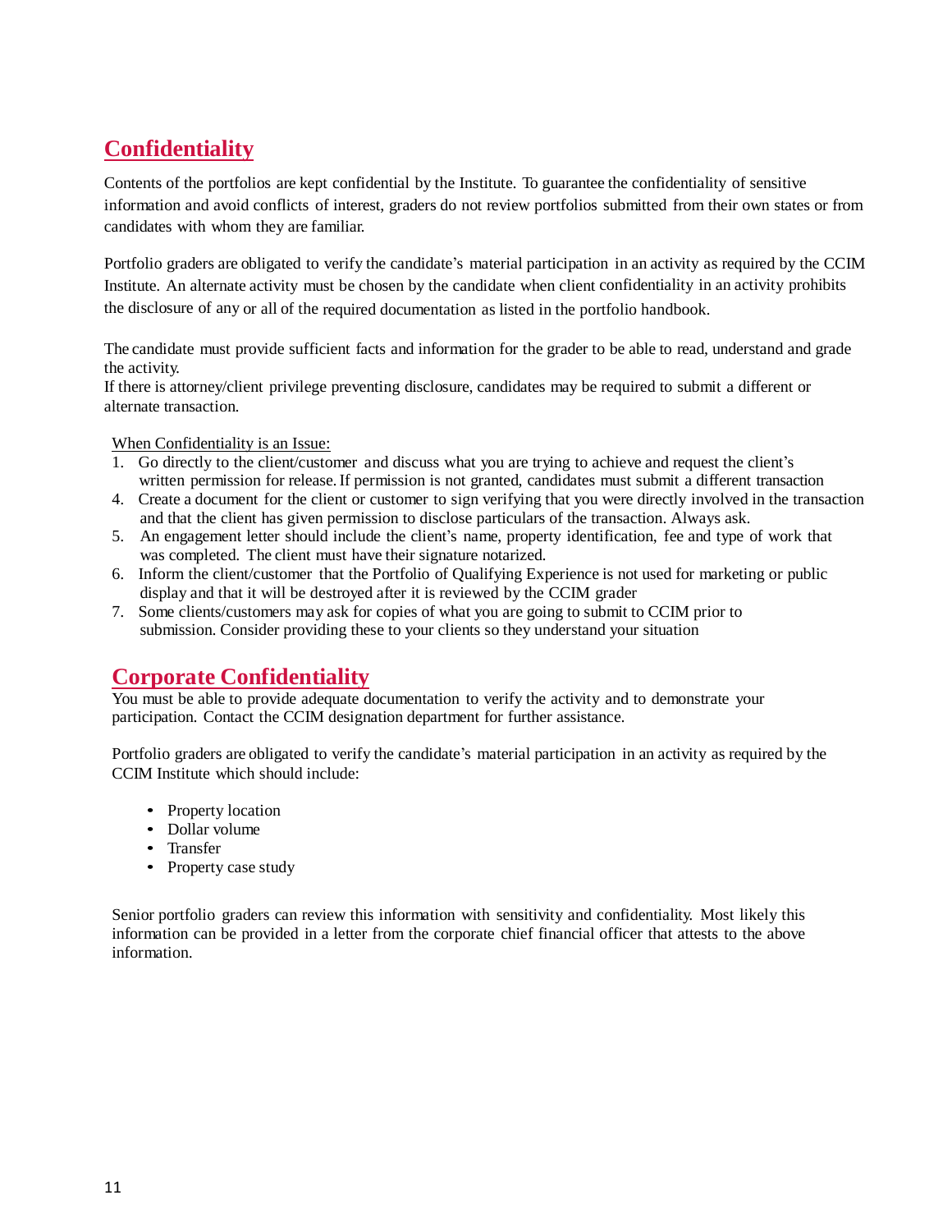## Confidentiality

Contents of the portfolios are kept confidential by the Institute. To guarantee the confidentiality of sensitive information and avoid conflicts of interest, graders do not review portfolios submitted from their own states or from candidates with whom they are familiar.

Portfolio graders are obligated to verify the candidate's material participation in an activity as required by the CCIM Institute. An alternate activity must be chosen by the candidate when client confidentiality in an activity prohibits the disclosure of any or all of the required documentation as listed in the portfolio handbook.

The candidate must provide sufficient facts and information for the grader to be able to read, understand and grade the activity.
If there is attorney/client privilege preventing disclosure, candidates may be required to submit a different or alternate transaction.

When Confidentiality is an Issue:

1. Go directly to the client/customer and discuss what you are trying to achieve and request the client's written permission for release. If permission is not granted, candidates must submit a different transaction
4. Create a document for the client or customer to sign verifying that you were directly involved in the transaction and that the client has given permission to disclose particulars of the transaction. Always ask.
5. An engagement letter should include the client's name, property identification, fee and type of work that was completed. The client must have their signature notarized.
6. Inform the client/customer that the Portfolio of Qualifying Experience is not used for marketing or public display and that it will be destroyed after it is reviewed by the CCIM grader
7. Some clients/customers may ask for copies of what you are going to submit to CCIM prior to submission. Consider providing these to your clients so they understand your situation

## Corporate Confidentiality

You must be able to provide adequate documentation to verify the activity and to demonstrate your participation. Contact the CCIM designation department for further assistance.

Portfolio graders are obligated to verify the candidate's material participation in an activity as required by the CCIM Institute which should include:

- Property location
- Dollar volume
- Transfer
- Property case study

Senior portfolio graders can review this information with sensitivity and confidentiality. Most likely this information can be provided in a letter from the corporate chief financial officer that attests to the above information.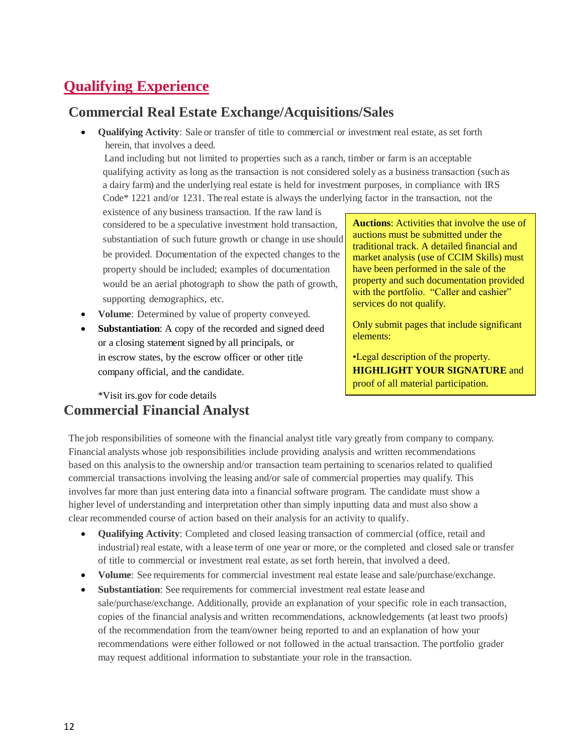# Qualifying Experience

## Commercial Real Estate Exchange/Acquisitions/Sales

- **Qualifying Activity**: Sale or transfer of title to commercial or investment real estate, as set forth herein, that involves a deed.

  Land including but not limited to properties such as a ranch, timber or farm is an acceptable qualifying activity as long as the transaction is not considered solely as a business transaction (such as a dairy farm) and the underlying real estate is held for investment purposes, in compliance with IRS Code* 1221 and/or 1231. The real estate is always the underlying factor in the transaction, not the existence of any business transaction. If the raw land is considered to be a speculative investment hold transaction, substantiation of such future growth or change in use should be provided. Documentation of the expected changes to the property should be included; examples of documentation would be an aerial photograph to show the path of growth, supporting demographics, etc.
- **Volume**: Determined by value of property conveyed.
- **Substantiation**: A copy of the recorded and signed deed or a closing statement signed by all principals, or in escrow states, by the escrow officer or other title company official, and the candidate.

*Visit irs.gov for code details

> **Auctions**: Activities that involve the use of auctions must be submitted under the traditional track. A detailed financial and market analysis (use of CCIM Skills) must have been performed in the sale of the property and such documentation provided with the portfolio. "Caller and cashier" services do not qualify.
>
> Only submit pages that include significant elements:
>
> •Legal description of the property. **HIGHLIGHT YOUR SIGNATURE** and proof of all material participation.

## Commercial Financial Analyst

The job responsibilities of someone with the financial analyst title vary greatly from company to company. Financial analysts whose job responsibilities include providing analysis and written recommendations based on this analysis to the ownership and/or transaction team pertaining to scenarios related to qualified commercial transactions involving the leasing and/or sale of commercial properties may qualify. This involves far more than just entering data into a financial software program. The candidate must show a higher level of understanding and interpretation other than simply inputting data and must also show a clear recommended course of action based on their analysis for an activity to qualify.

- **Qualifying Activity**: Completed and closed leasing transaction of commercial (office, retail and industrial) real estate, with a lease term of one year or more, or the completed and closed sale or transfer of title to commercial or investment real estate, as set forth herein, that involved a deed.
- **Volume**: See requirements for commercial investment real estate lease and sale/purchase/exchange.
- **Substantiation**: See requirements for commercial investment real estate lease and sale/purchase/exchange. Additionally, provide an explanation of your specific role in each transaction, copies of the financial analysis and written recommendations, acknowledgements (at least two proofs) of the recommendation from the team/owner being reported to and an explanation of how your recommendations were either followed or not followed in the actual transaction. The portfolio grader may request additional information to substantiate your role in the transaction.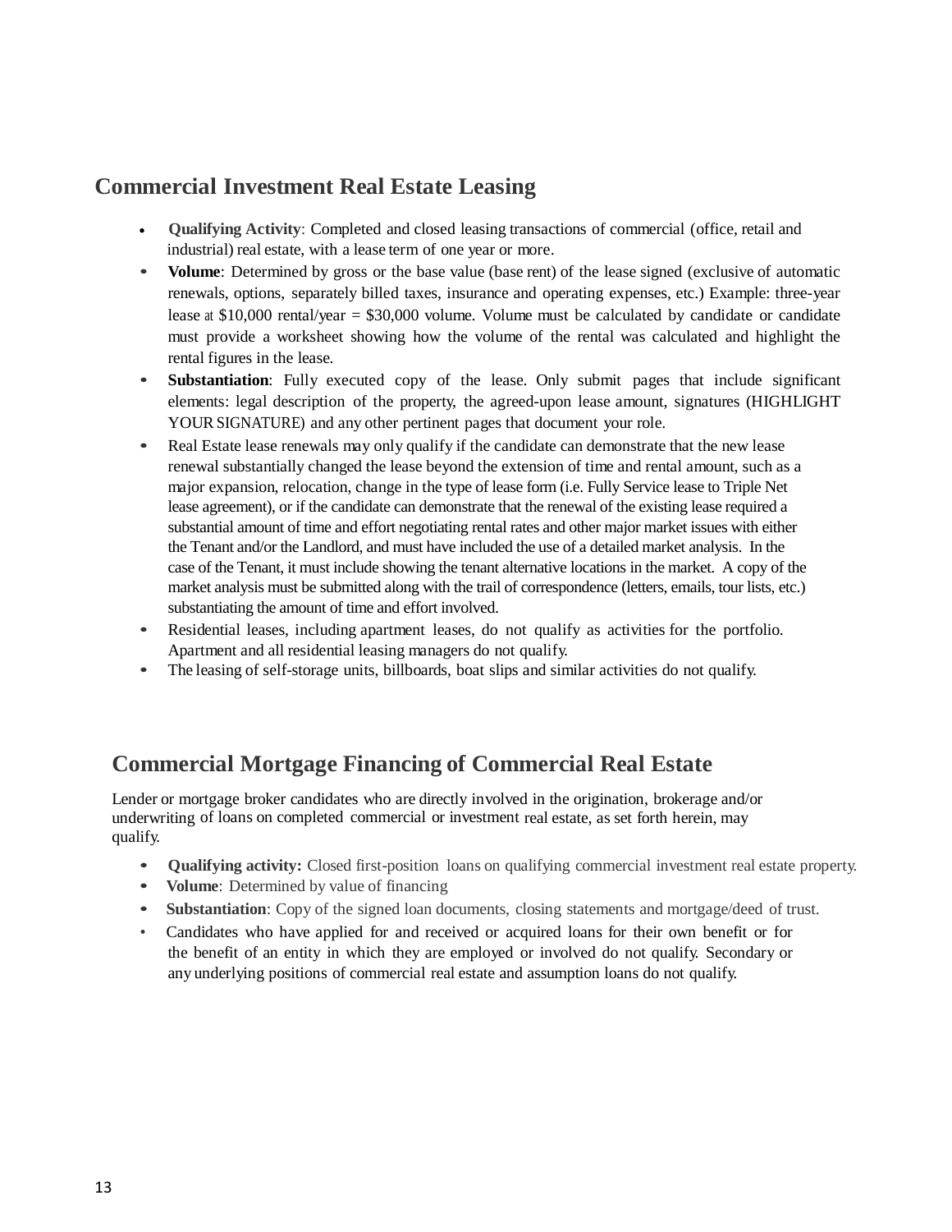## Commercial Investment Real Estate Leasing

- **Qualifying Activity**: Completed and closed leasing transactions of commercial (office, retail and industrial) real estate, with a lease term of one year or more.
- **Volume**: Determined by gross or the base value (base rent) of the lease signed (exclusive of automatic renewals, options, separately billed taxes, insurance and operating expenses, etc.) Example: three-year lease at $10,000 rental/year = $30,000 volume. Volume must be calculated by candidate or candidate must provide a worksheet showing how the volume of the rental was calculated and highlight the rental figures in the lease.
- **Substantiation**: Fully executed copy of the lease. Only submit pages that include significant elements: legal description of the property, the agreed-upon lease amount, signatures (HIGHLIGHT YOUR SIGNATURE) and any other pertinent pages that document your role.
- Real Estate lease renewals may only qualify if the candidate can demonstrate that the new lease renewal substantially changed the lease beyond the extension of time and rental amount, such as a major expansion, relocation, change in the type of lease form (i.e. Fully Service lease to Triple Net lease agreement), or if the candidate can demonstrate that the renewal of the existing lease required a substantial amount of time and effort negotiating rental rates and other major market issues with either the Tenant and/or the Landlord, and must have included the use of a detailed market analysis. In the case of the Tenant, it must include showing the tenant alternative locations in the market. A copy of the market analysis must be submitted along with the trail of correspondence (letters, emails, tour lists, etc.) substantiating the amount of time and effort involved.
- Residential leases, including apartment leases, do not qualify as activities for the portfolio. Apartment and all residential leasing managers do not qualify.
- The leasing of self-storage units, billboards, boat slips and similar activities do not qualify.

## Commercial Mortgage Financing of Commercial Real Estate

Lender or mortgage broker candidates who are directly involved in the origination, brokerage and/or underwriting of loans on completed commercial or investment real estate, as set forth herein, may qualify.

- **Qualifying activity:** Closed first-position loans on qualifying commercial investment real estate property.
- **Volume**: Determined by value of financing
- **Substantiation**: Copy of the signed loan documents, closing statements and mortgage/deed of trust.
- Candidates who have applied for and received or acquired loans for their own benefit or for the benefit of an entity in which they are employed or involved do not qualify. Secondary or any underlying positions of commercial real estate and assumption loans do not qualify.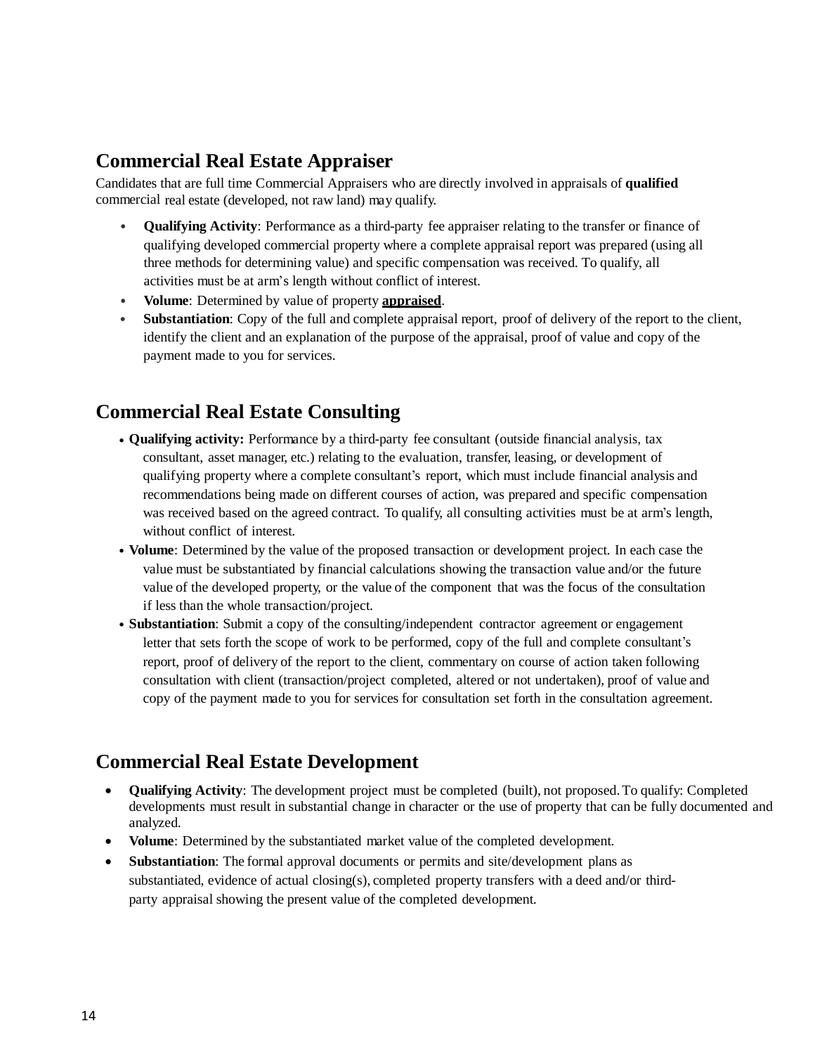## Commercial Real Estate Appraiser

Candidates that are full time Commercial Appraisers who are directly involved in appraisals of **qualified** commercial real estate (developed, not raw land) may qualify.

- **Qualifying Activity**: Performance as a third-party fee appraiser relating to the transfer or finance of qualifying developed commercial property where a complete appraisal report was prepared (using all three methods for determining value) and specific compensation was received. To qualify, all activities must be at arm's length without conflict of interest.
- **Volume**: Determined by value of property **appraised**.
- **Substantiation**: Copy of the full and complete appraisal report, proof of delivery of the report to the client, identify the client and an explanation of the purpose of the appraisal, proof of value and copy of the payment made to you for services.

## Commercial Real Estate Consulting

- **Qualifying activity:** Performance by a third-party fee consultant (outside financial analysis, tax consultant, asset manager, etc.) relating to the evaluation, transfer, leasing, or development of qualifying property where a complete consultant's report, which must include financial analysis and recommendations being made on different courses of action, was prepared and specific compensation was received based on the agreed contract. To qualify, all consulting activities must be at arm's length, without conflict of interest.
- **Volume**: Determined by the value of the proposed transaction or development project. In each case the value must be substantiated by financial calculations showing the transaction value and/or the future value of the developed property, or the value of the component that was the focus of the consultation if less than the whole transaction/project.
- **Substantiation**: Submit a copy of the consulting/independent contractor agreement or engagement letter that sets forth the scope of work to be performed, copy of the full and complete consultant's report, proof of delivery of the report to the client, commentary on course of action taken following consultation with client (transaction/project completed, altered or not undertaken), proof of value and copy of the payment made to you for services for consultation set forth in the consultation agreement.

## Commercial Real Estate Development

- **Qualifying Activity**: The development project must be completed (built), not proposed. To qualify: Completed developments must result in substantial change in character or the use of property that can be fully documented and analyzed.
- **Volume**: Determined by the substantiated market value of the completed development.
- **Substantiation**: The formal approval documents or permits and site/development plans as substantiated, evidence of actual closing(s), completed property transfers with a deed and/or third-party appraisal showing the present value of the completed development.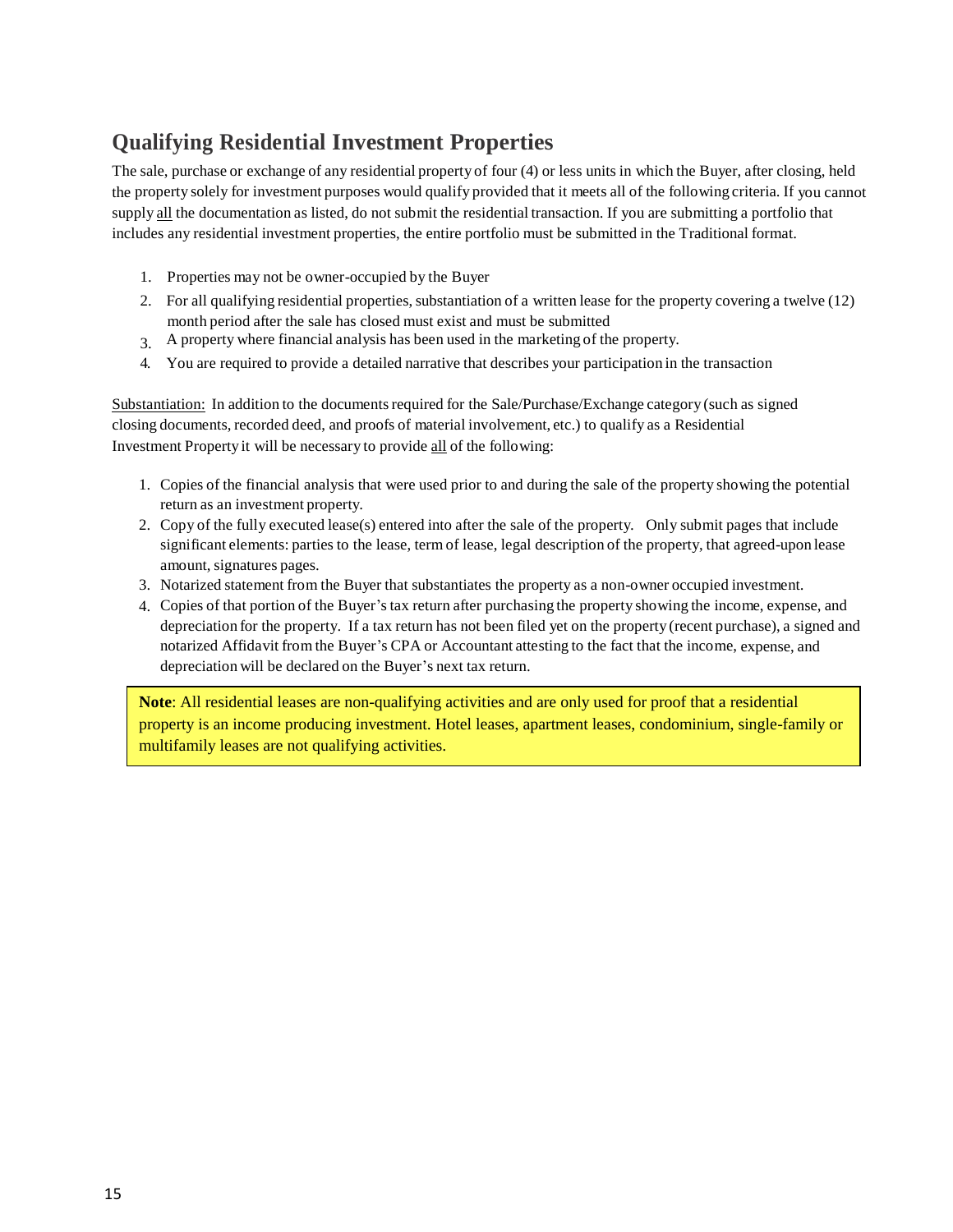## Qualifying Residential Investment Properties

The sale, purchase or exchange of any residential property of four (4) or less units in which the Buyer, after closing, held the property solely for investment purposes would qualify provided that it meets all of the following criteria. If you cannot supply <u>all</u> the documentation as listed, do not submit the residential transaction. If you are submitting a portfolio that includes any residential investment properties, the entire portfolio must be submitted in the Traditional format.

1. Properties may not be owner-occupied by the Buyer
2. For all qualifying residential properties, substantiation of a written lease for the property covering a twelve (12) month period after the sale has closed must exist and must be submitted
3. A property where financial analysis has been used in the marketing of the property.
4. You are required to provide a detailed narrative that describes your participation in the transaction

<u>Substantiation:</u> In addition to the documents required for the Sale/Purchase/Exchange category (such as signed closing documents, recorded deed, and proofs of material involvement, etc.) to qualify as a Residential Investment Property it will be necessary to provide <u>all</u> of the following:

1. Copies of the financial analysis that were used prior to and during the sale of the property showing the potential return as an investment property.
2. Copy of the fully executed lease(s) entered into after the sale of the property. Only submit pages that include significant elements: parties to the lease, term of lease, legal description of the property, that agreed-upon lease amount, signatures pages.
3. Notarized statement from the Buyer that substantiates the property as a non-owner occupied investment.
4. Copies of that portion of the Buyer's tax return after purchasing the property showing the income, expense, and depreciation for the property. If a tax return has not been filed yet on the property (recent purchase), a signed and notarized Affidavit from the Buyer's CPA or Accountant attesting to the fact that the income, expense, and depreciation will be declared on the Buyer's next tax return.

**Note**: All residential leases are non-qualifying activities and are only used for proof that a residential property is an income producing investment. Hotel leases, apartment leases, condominium, single-family or multifamily leases are not qualifying activities.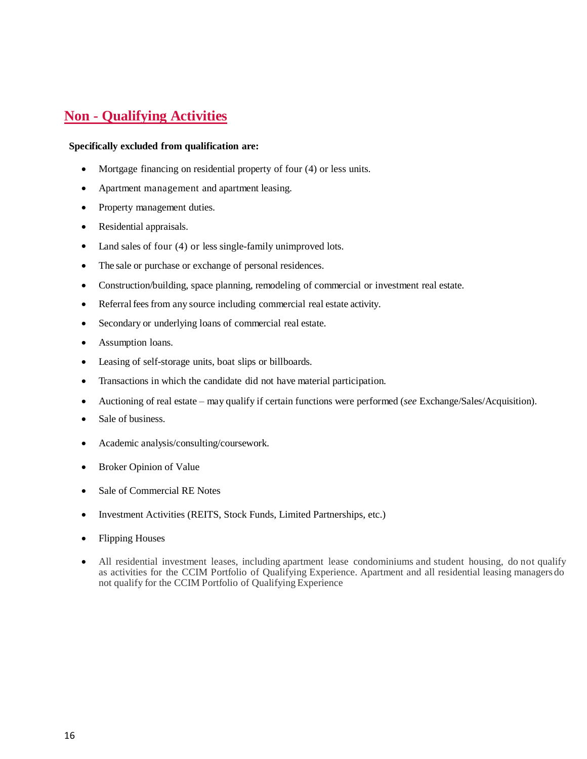## Non - Qualifying Activities

**Specifically excluded from qualification are:**

- Mortgage financing on residential property of four (4) or less units.
- Apartment management and apartment leasing.
- Property management duties.
- Residential appraisals.
- Land sales of four (4) or less single-family unimproved lots.
- The sale or purchase or exchange of personal residences.
- Construction/building, space planning, remodeling of commercial or investment real estate.
- Referral fees from any source including commercial real estate activity.
- Secondary or underlying loans of commercial real estate.
- Assumption loans.
- Leasing of self-storage units, boat slips or billboards.
- Transactions in which the candidate did not have material participation.
- Auctioning of real estate – may qualify if certain functions were performed (*see* Exchange/Sales/Acquisition).
- Sale of business.
- Academic analysis/consulting/coursework.
- Broker Opinion of Value
- Sale of Commercial RE Notes
- Investment Activities (REITS, Stock Funds, Limited Partnerships, etc.)
- Flipping Houses
- All residential investment leases, including apartment lease condominiums and student housing, do not qualify as activities for the CCIM Portfolio of Qualifying Experience. Apartment and all residential leasing managers do not qualify for the CCIM Portfolio of Qualifying Experience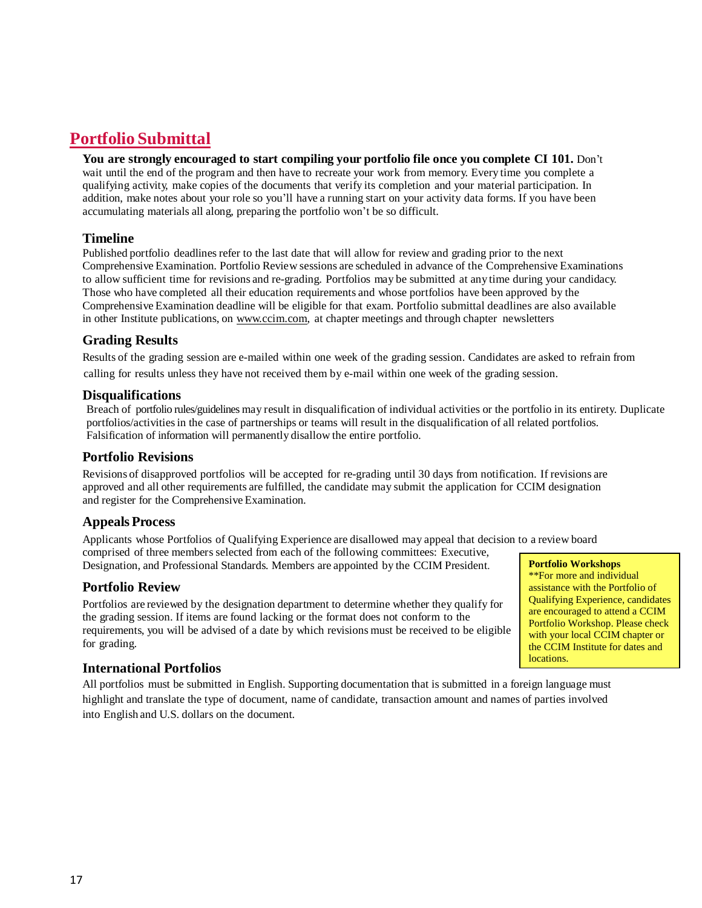# Portfolio Submittal

**You are strongly encouraged to start compiling your portfolio file once you complete CI 101.** Don't wait until the end of the program and then have to recreate your work from memory. Every time you complete a qualifying activity, make copies of the documents that verify its completion and your material participation. In addition, make notes about your role so you'll have a running start on your activity data forms. If you have been accumulating materials all along, preparing the portfolio won't be so difficult.

## Timeline

Published portfolio deadlines refer to the last date that will allow for review and grading prior to the next Comprehensive Examination. Portfolio Review sessions are scheduled in advance of the Comprehensive Examinations to allow sufficient time for revisions and re-grading. Portfolios may be submitted at any time during your candidacy. Those who have completed all their education requirements and whose portfolios have been approved by the Comprehensive Examination deadline will be eligible for that exam. Portfolio submittal deadlines are also available in other Institute publications, on www.ccim.com, at chapter meetings and through chapter newsletters

## Grading Results

Results of the grading session are e-mailed within one week of the grading session. Candidates are asked to refrain from calling for results unless they have not received them by e-mail within one week of the grading session.

## Disqualifications

Breach of portfolio rules/guidelines may result in disqualification of individual activities or the portfolio in its entirety. Duplicate portfolios/activities in the case of partnerships or teams will result in the disqualification of all related portfolios. Falsification of information will permanently disallow the entire portfolio.

## Portfolio Revisions

Revisions of disapproved portfolios will be accepted for re-grading until 30 days from notification. If revisions are approved and all other requirements are fulfilled, the candidate may submit the application for CCIM designation and register for the Comprehensive Examination.

## Appeals Process

Applicants whose Portfolios of Qualifying Experience are disallowed may appeal that decision to a review board comprised of three members selected from each of the following committees: Executive, Designation, and Professional Standards. Members are appointed by the CCIM President.

## Portfolio Review

Portfolios are reviewed by the designation department to determine whether they qualify for the grading session. If items are found lacking or the format does not conform to the requirements, you will be advised of a date by which revisions must be received to be eligible for grading.

> **Portfolio Workshops**
> **For more and individual assistance with the Portfolio of Qualifying Experience, candidates are encouraged to attend a CCIM Portfolio Workshop. Please check with your local CCIM chapter or the CCIM Institute for dates and locations.

## International Portfolios

All portfolios must be submitted in English. Supporting documentation that is submitted in a foreign language must highlight and translate the type of document, name of candidate, transaction amount and names of parties involved into English and U.S. dollars on the document.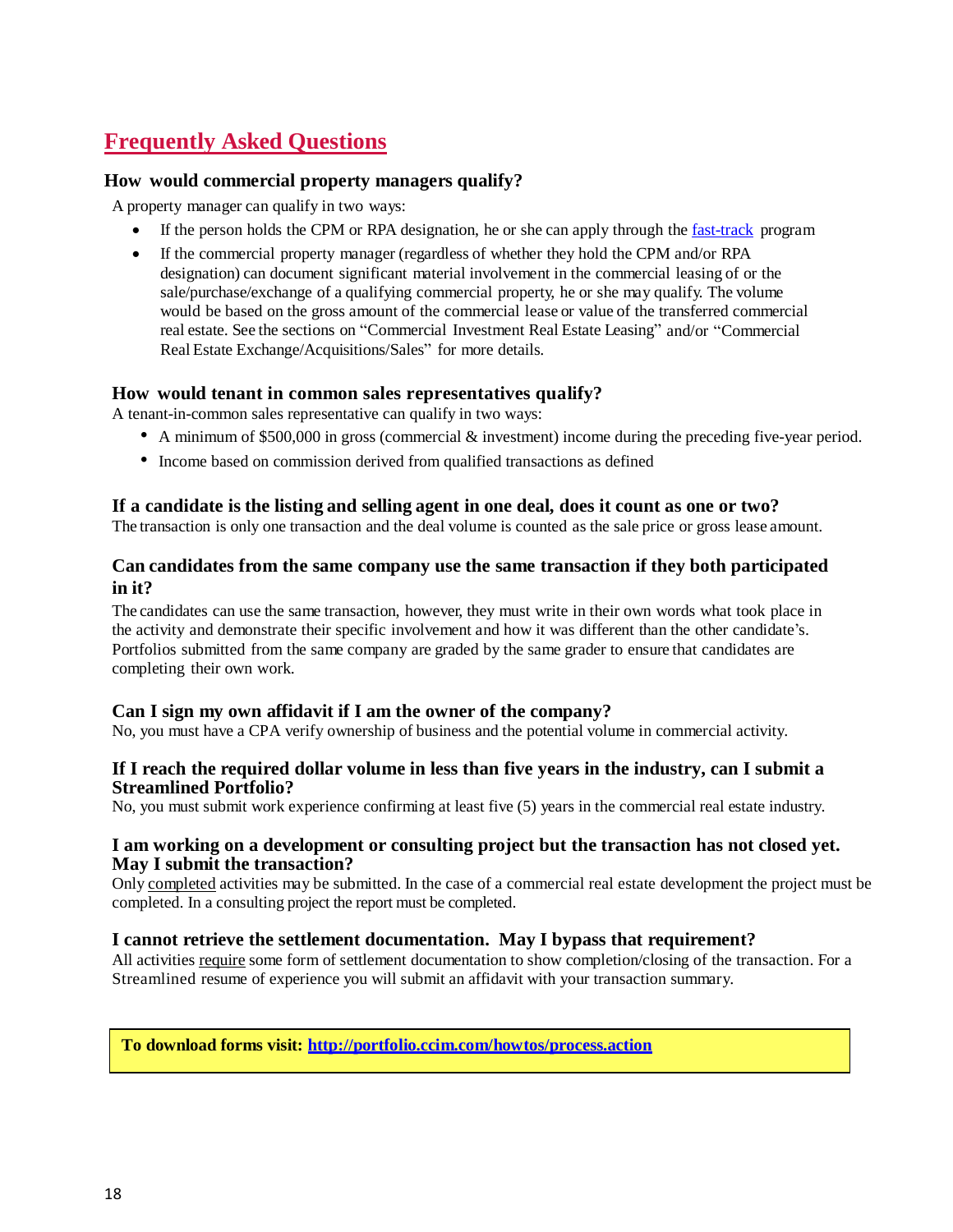## Frequently Asked Questions

### How would commercial property managers qualify?

A property manager can qualify in two ways:

- If the person holds the CPM or RPA designation, he or she can apply through the fast-track program
- If the commercial property manager (regardless of whether they hold the CPM and/or RPA designation) can document significant material involvement in the commercial leasing of or the sale/purchase/exchange of a qualifying commercial property, he or she may qualify. The volume would be based on the gross amount of the commercial lease or value of the transferred commercial real estate. See the sections on "Commercial Investment Real Estate Leasing" and/or "Commercial Real Estate Exchange/Acquisitions/Sales" for more details.

### How would tenant in common sales representatives qualify?

A tenant-in-common sales representative can qualify in two ways:

- A minimum of $500,000 in gross (commercial & investment) income during the preceding five-year period.
- Income based on commission derived from qualified transactions as defined

### If a candidate is the listing and selling agent in one deal, does it count as one or two?

The transaction is only one transaction and the deal volume is counted as the sale price or gross lease amount.

### Can candidates from the same company use the same transaction if they both participated in it?

The candidates can use the same transaction, however, they must write in their own words what took place in the activity and demonstrate their specific involvement and how it was different than the other candidate's. Portfolios submitted from the same company are graded by the same grader to ensure that candidates are completing their own work.

### Can I sign my own affidavit if I am the owner of the company?

No, you must have a CPA verify ownership of business and the potential volume in commercial activity.

### If I reach the required dollar volume in less than five years in the industry, can I submit a Streamlined Portfolio?

No, you must submit work experience confirming at least five (5) years in the commercial real estate industry.

### I am working on a development or consulting project but the transaction has not closed yet. May I submit the transaction?

Only completed activities may be submitted. In the case of a commercial real estate development the project must be completed. In a consulting project the report must be completed.

### I cannot retrieve the settlement documentation. May I bypass that requirement?

All activities require some form of settlement documentation to show completion/closing of the transaction. For a Streamlined resume of experience you will submit an affidavit with your transaction summary.

**To download forms visit: http://portfolio.ccim.com/howtos/process.action**